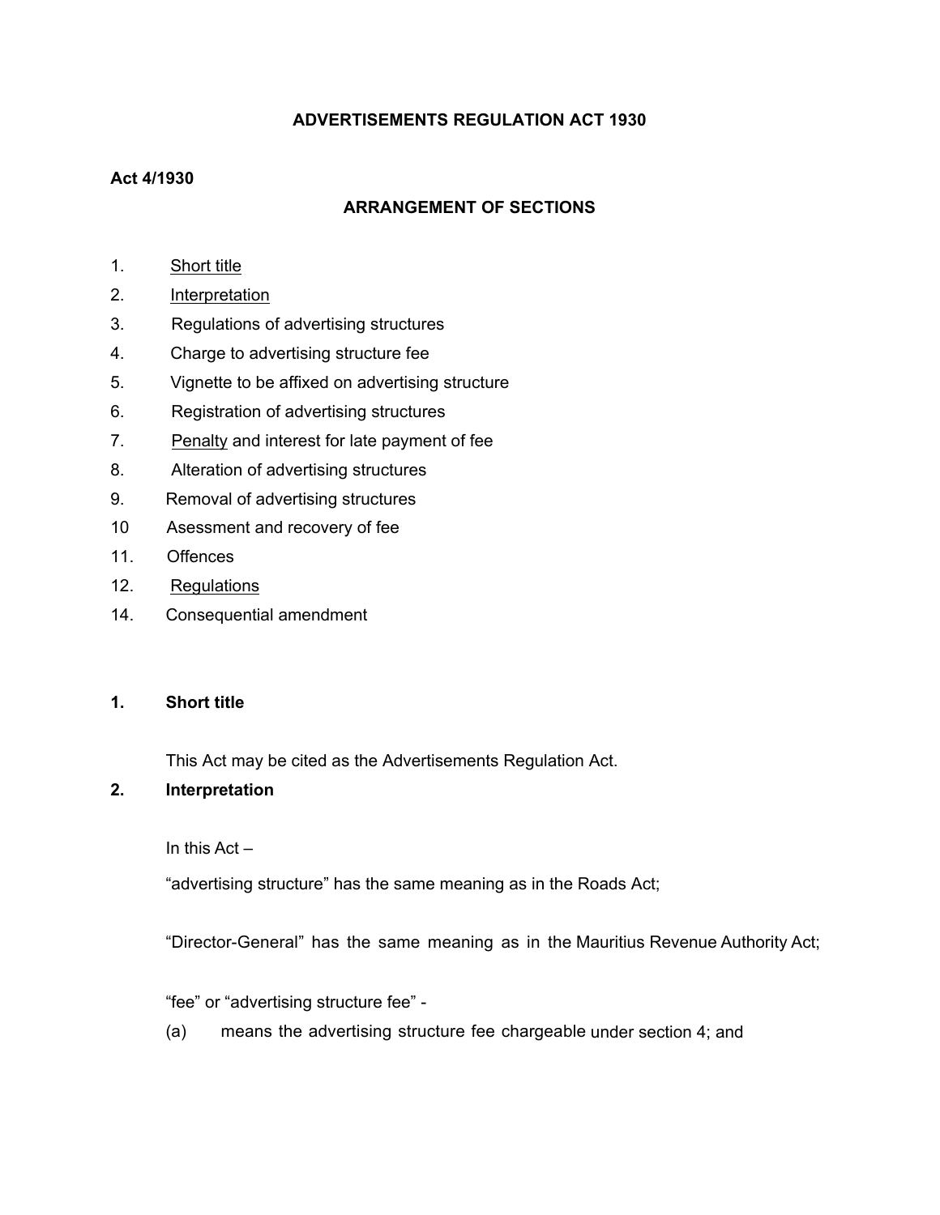# ADVERTISEMENTS REGULATION ACT 1930

**Act 4/1930**

## ARRANGEMENT OF SECTIONS

1. Short title
2. Interpretation
3. Regulations of advertising structures
4. Charge to advertising structure fee
5. Vignette to be affixed on advertising structure
6. Registration of advertising structures
7. Penalty and interest for late payment of fee
8. Alteration of advertising structures
9. Removal of advertising structures
10 Asessment and recovery of fee
11. Offences
12. Regulations
14. Consequential amendment

### 1. Short title

This Act may be cited as the Advertisements Regulation Act.

### 2. Interpretation

In this Act –

"advertising structure" has the same meaning as in the Roads Act;

"Director-General" has the same meaning as in the Mauritius Revenue Authority Act;

"fee" or "advertising structure fee" -

(a) means the advertising structure fee chargeable under section 4; and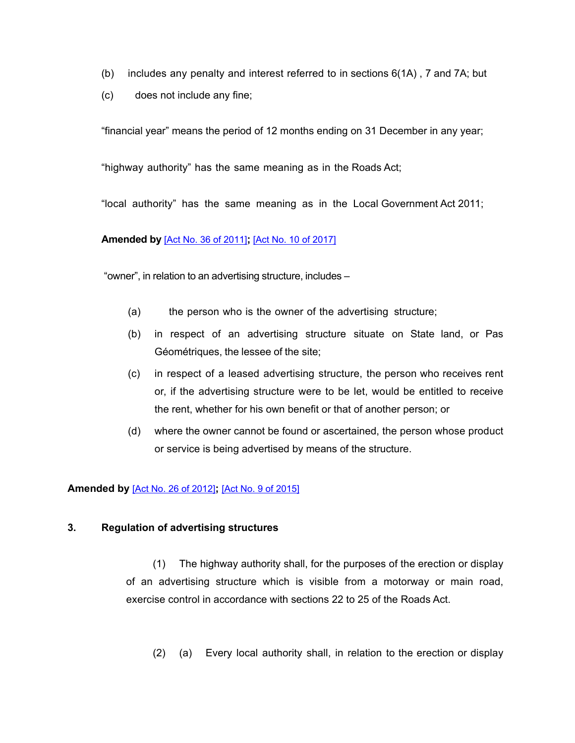(b) includes any penalty and interest referred to in sections 6(1A) , 7 and 7A; but

(c) does not include any fine;

"financial year" means the period of 12 months ending on 31 December in any year;

"highway authority" has the same meaning as in the Roads Act;

"local authority" has the same meaning as in the Local Government Act 2011;

**Amended by** [Act No. 36 of 2011]**;** [Act No. 10 of 2017]

"owner", in relation to an advertising structure, includes –

(a) the person who is the owner of the advertising structure;

(b) in respect of an advertising structure situate on State land, or Pas Géométriques, the lessee of the site;

(c) in respect of a leased advertising structure, the person who receives rent or, if the advertising structure were to be let, would be entitled to receive the rent, whether for his own benefit or that of another person; or

(d) where the owner cannot be found or ascertained, the person whose product or service is being advertised by means of the structure.

**Amended by** [Act No. 26 of 2012]**;** [Act No. 9 of 2015]

## 3. Regulation of advertising structures

(1) The highway authority shall, for the purposes of the erection or display of an advertising structure which is visible from a motorway or main road, exercise control in accordance with sections 22 to 25 of the Roads Act.

(2) (a) Every local authority shall, in relation to the erection or display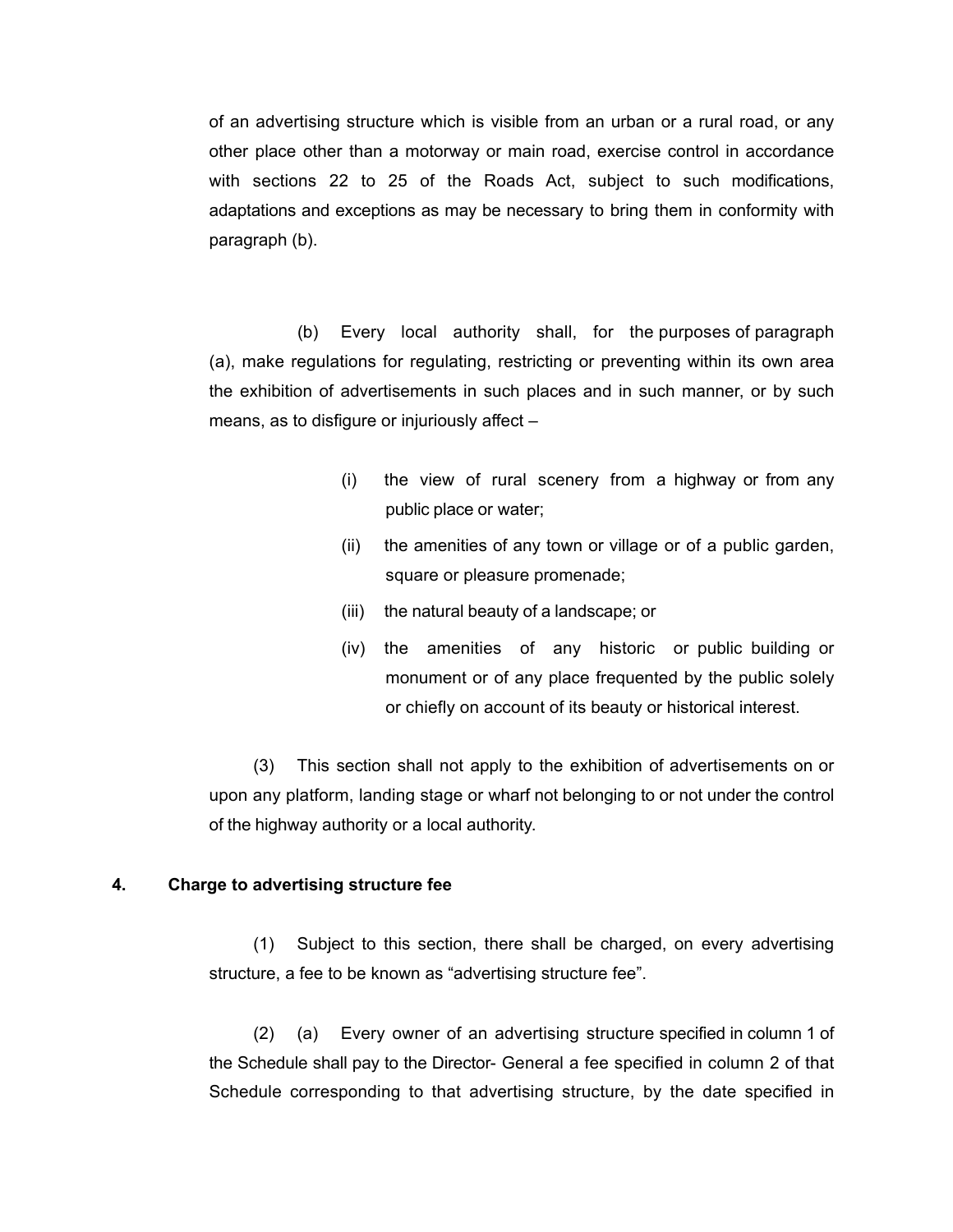of an advertising structure which is visible from an urban or a rural road, or any other place other than a motorway or main road, exercise control in accordance with sections 22 to 25 of the Roads Act, subject to such modifications, adaptations and exceptions as may be necessary to bring them in conformity with paragraph (b).

(b) Every local authority shall, for the purposes of paragraph (a), make regulations for regulating, restricting or preventing within its own area the exhibition of advertisements in such places and in such manner, or by such means, as to disfigure or injuriously affect –

- (i) the view of rural scenery from a highway or from any public place or water;
- (ii) the amenities of any town or village or of a public garden, square or pleasure promenade;
- (iii) the natural beauty of a landscape; or
- (iv) the amenities of any historic or public building or monument or of any place frequented by the public solely or chiefly on account of its beauty or historical interest.

(3) This section shall not apply to the exhibition of advertisements on or upon any platform, landing stage or wharf not belonging to or not under the control of the highway authority or a local authority.

**4. Charge to advertising structure fee**

(1) Subject to this section, there shall be charged, on every advertising structure, a fee to be known as “advertising structure fee”.

(2) (a) Every owner of an advertising structure specified in column 1 of the Schedule shall pay to the Director- General a fee specified in column 2 of that Schedule corresponding to that advertising structure, by the date specified in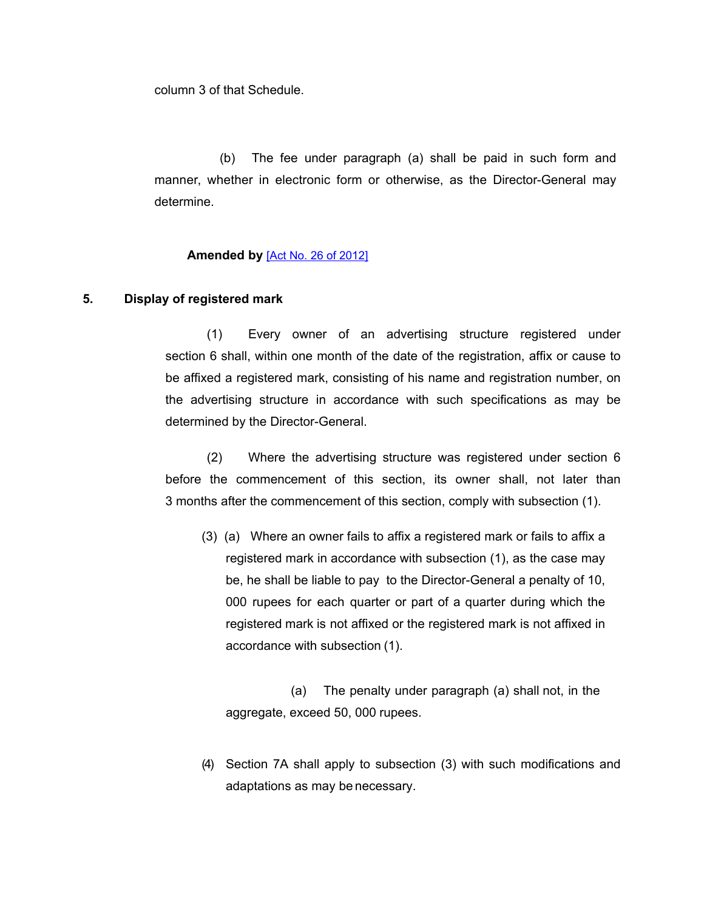column 3 of that Schedule.

(b) The fee under paragraph (a) shall be paid in such form and manner, whether in electronic form or otherwise, as the Director-General may determine.

**Amended by** [Act No. 26 of 2012]

**5. Display of registered mark**

(1) Every owner of an advertising structure registered under section 6 shall, within one month of the date of the registration, affix or cause to be affixed a registered mark, consisting of his name and registration number, on the advertising structure in accordance with such specifications as may be determined by the Director-General.

(2) Where the advertising structure was registered under section 6 before the commencement of this section, its owner shall, not later than 3 months after the commencement of this section, comply with subsection (1).

(3) (a) Where an owner fails to affix a registered mark or fails to affix a registered mark in accordance with subsection (1), as the case may be, he shall be liable to pay to the Director-General a penalty of 10, 000 rupees for each quarter or part of a quarter during which the registered mark is not affixed or the registered mark is not affixed in accordance with subsection (1).

(a) The penalty under paragraph (a) shall not, in the aggregate, exceed 50, 000 rupees.

(4) Section 7A shall apply to subsection (3) with such modifications and adaptations as may be necessary.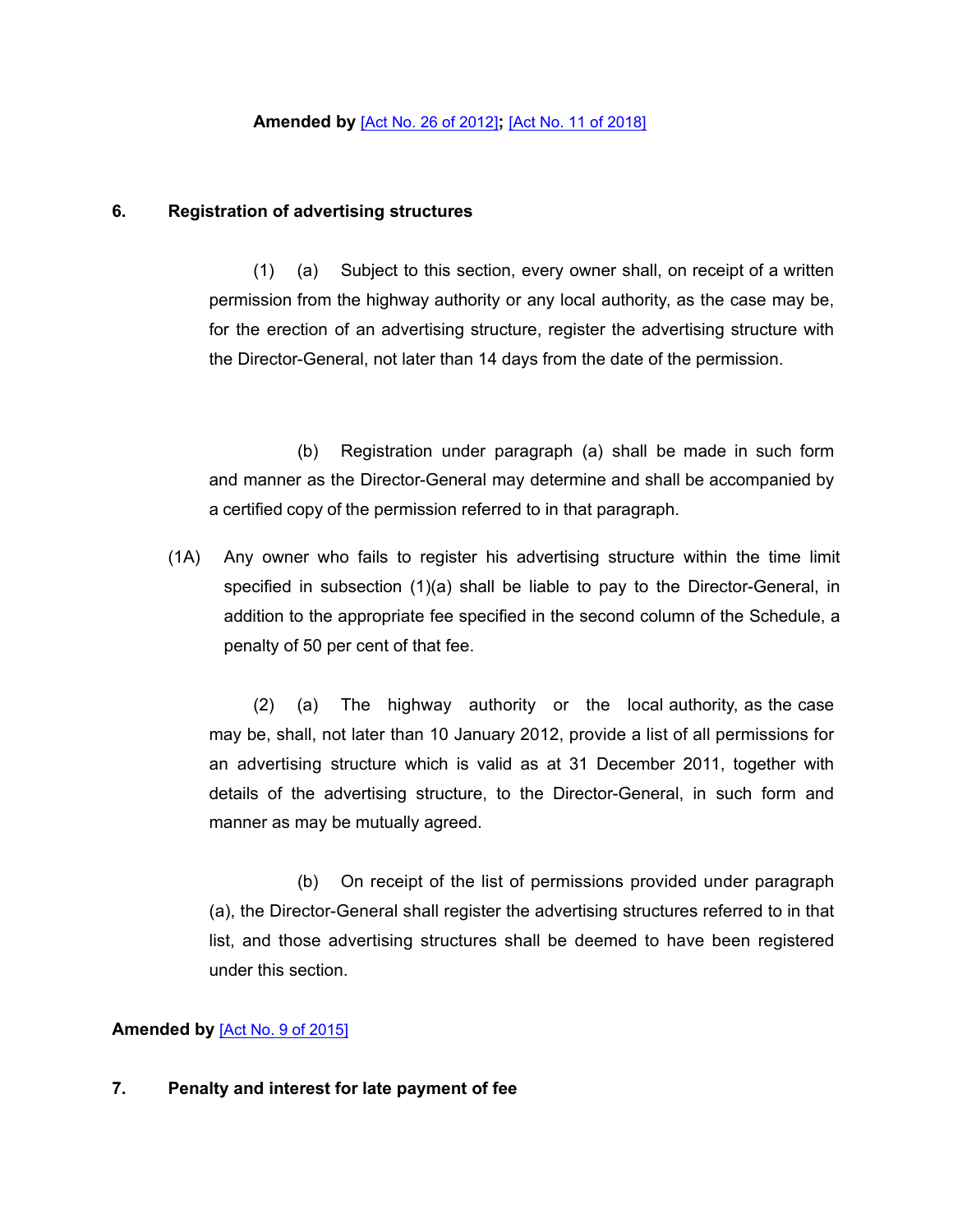**Amended by** [Act No. 26 of 2012]**;** [Act No. 11 of 2018]

**6. Registration of advertising structures**

(1) (a) Subject to this section, every owner shall, on receipt of a written permission from the highway authority or any local authority, as the case may be, for the erection of an advertising structure, register the advertising structure with the Director-General, not later than 14 days from the date of the permission.

(b) Registration under paragraph (a) shall be made in such form and manner as the Director-General may determine and shall be accompanied by a certified copy of the permission referred to in that paragraph.

(1A) Any owner who fails to register his advertising structure within the time limit specified in subsection (1)(a) shall be liable to pay to the Director-General, in addition to the appropriate fee specified in the second column of the Schedule, a penalty of 50 per cent of that fee.

(2) (a) The highway authority or the local authority, as the case may be, shall, not later than 10 January 2012, provide a list of all permissions for an advertising structure which is valid as at 31 December 2011, together with details of the advertising structure, to the Director-General, in such form and manner as may be mutually agreed.

(b) On receipt of the list of permissions provided under paragraph (a), the Director-General shall register the advertising structures referred to in that list, and those advertising structures shall be deemed to have been registered under this section.

**Amended by** [Act No. 9 of 2015]

**7. Penalty and interest for late payment of fee**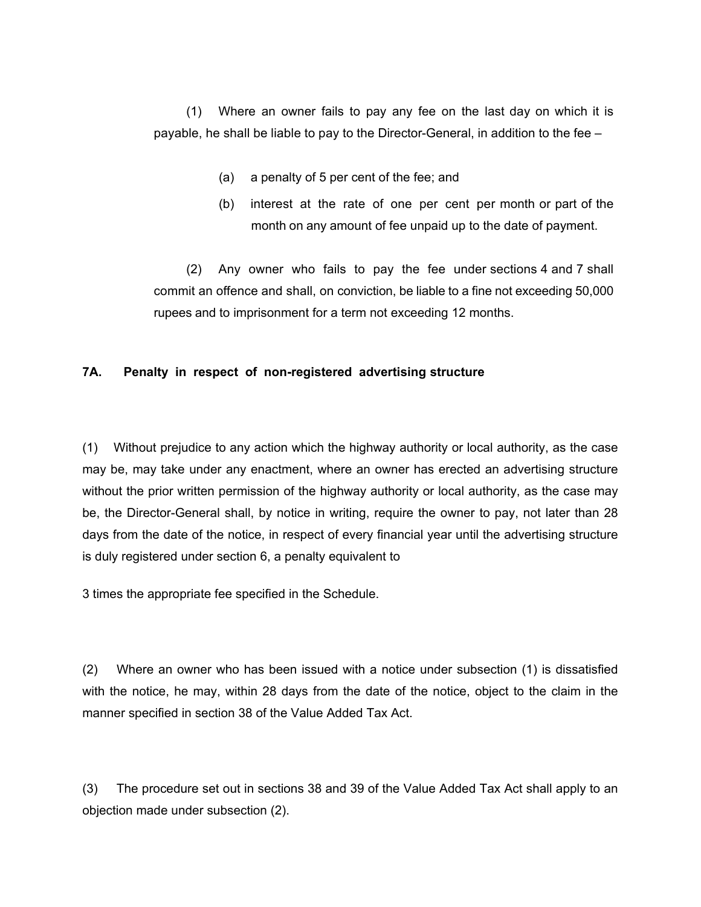(1) Where an owner fails to pay any fee on the last day on which it is payable, he shall be liable to pay to the Director-General, in addition to the fee –

(a) a penalty of 5 per cent of the fee; and

(b) interest at the rate of one per cent per month or part of the month on any amount of fee unpaid up to the date of payment.

(2) Any owner who fails to pay the fee under sections 4 and 7 shall commit an offence and shall, on conviction, be liable to a fine not exceeding 50,000 rupees and to imprisonment for a term not exceeding 12 months.

**7A. Penalty in respect of non-registered advertising structure**

(1) Without prejudice to any action which the highway authority or local authority, as the case may be, may take under any enactment, where an owner has erected an advertising structure without the prior written permission of the highway authority or local authority, as the case may be, the Director-General shall, by notice in writing, require the owner to pay, not later than 28 days from the date of the notice, in respect of every financial year until the advertising structure is duly registered under section 6, a penalty equivalent to

3 times the appropriate fee specified in the Schedule.

(2) Where an owner who has been issued with a notice under subsection (1) is dissatisfied with the notice, he may, within 28 days from the date of the notice, object to the claim in the manner specified in section 38 of the Value Added Tax Act.

(3) The procedure set out in sections 38 and 39 of the Value Added Tax Act shall apply to an objection made under subsection (2).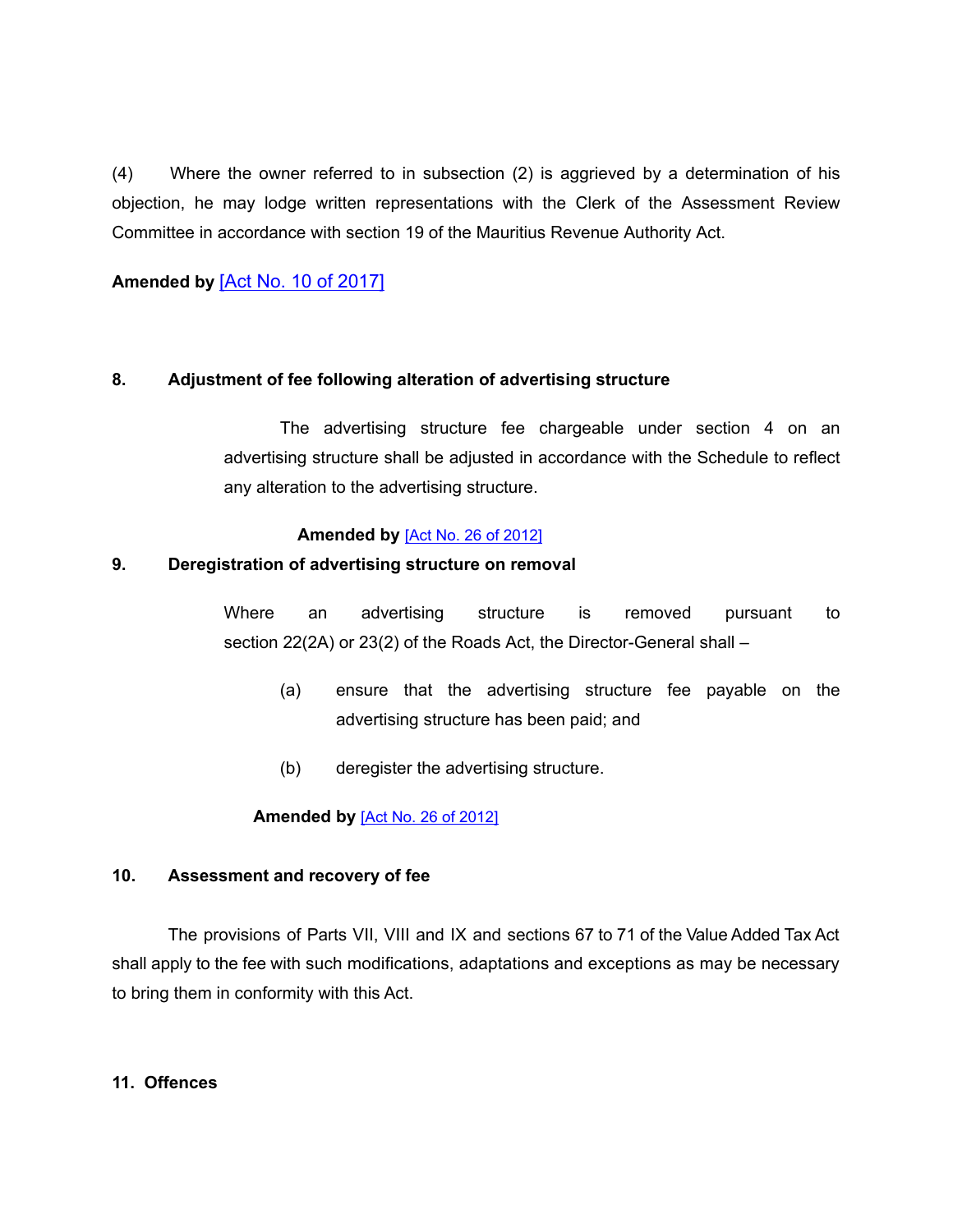(4) Where the owner referred to in subsection (2) is aggrieved by a determination of his objection, he may lodge written representations with the Clerk of the Assessment Review Committee in accordance with section 19 of the Mauritius Revenue Authority Act.

**Amended by** [Act No. 10 of 2017]

**8. Adjustment of fee following alteration of advertising structure**

The advertising structure fee chargeable under section 4 on an advertising structure shall be adjusted in accordance with the Schedule to reflect any alteration to the advertising structure.

**Amended by** [Act No. 26 of 2012]

**9. Deregistration of advertising structure on removal**

Where an advertising structure is removed pursuant to section 22(2A) or 23(2) of the Roads Act, the Director-General shall –

(a) ensure that the advertising structure fee payable on the advertising structure has been paid; and

(b) deregister the advertising structure.

**Amended by** [Act No. 26 of 2012]

**10. Assessment and recovery of fee**

The provisions of Parts VII, VIII and IX and sections 67 to 71 of the Value Added Tax Act shall apply to the fee with such modifications, adaptations and exceptions as may be necessary to bring them in conformity with this Act.

**11. Offences**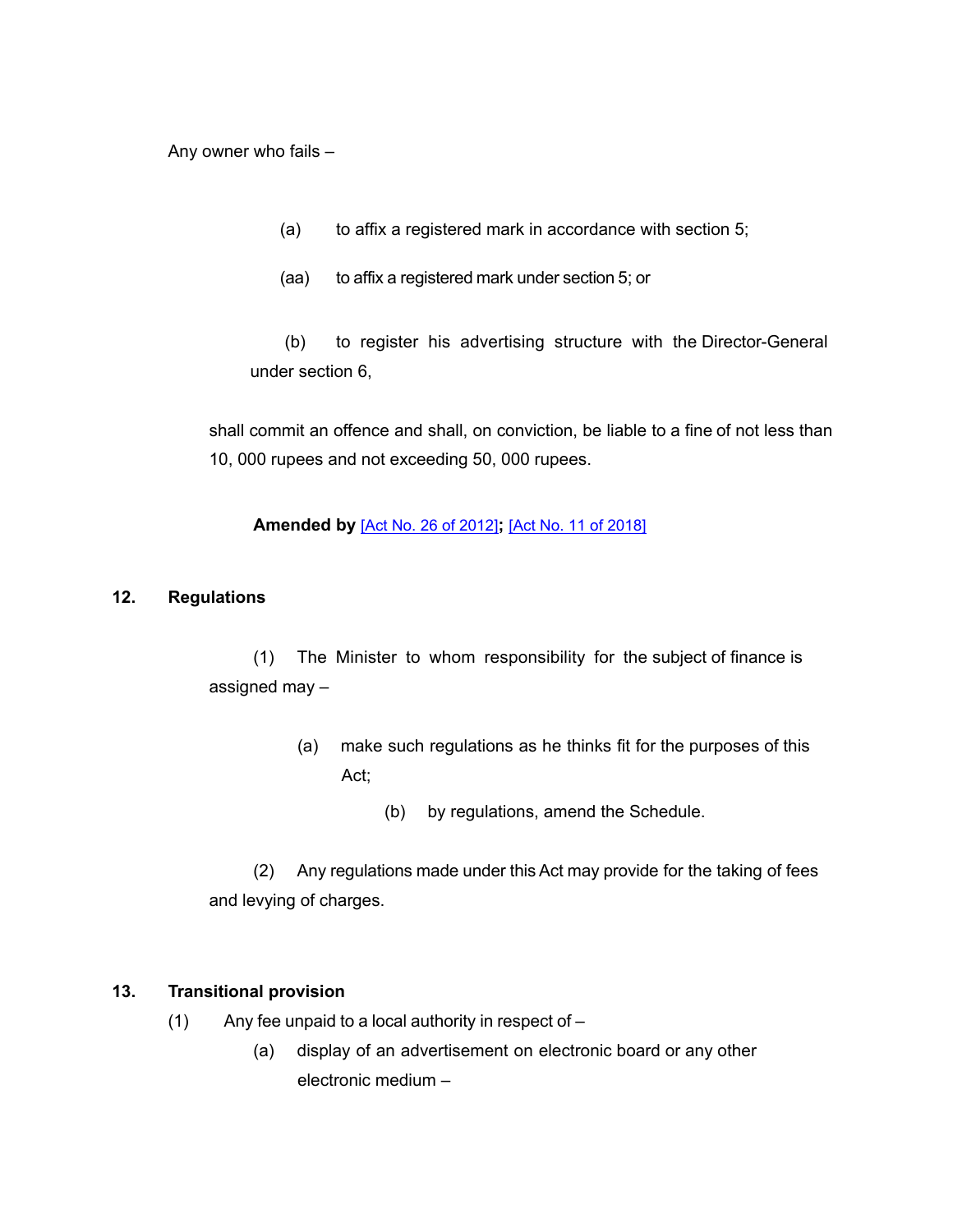Any owner who fails –

(a) to affix a registered mark in accordance with section 5;

(aa) to affix a registered mark under section 5; or

(b) to register his advertising structure with the Director-General under section 6,

shall commit an offence and shall, on conviction, be liable to a fine of not less than 10, 000 rupees and not exceeding 50, 000 rupees.

**Amended by** [Act No. 26 of 2012]**;** [Act No. 11 of 2018]

### 12. Regulations

(1) The Minister to whom responsibility for the subject of finance is assigned may –

(a) make such regulations as he thinks fit for the purposes of this Act;

(b) by regulations, amend the Schedule.

(2) Any regulations made under this Act may provide for the taking of fees and levying of charges.

### 13. Transitional provision

(1) Any fee unpaid to a local authority in respect of –

(a) display of an advertisement on electronic board or any other electronic medium –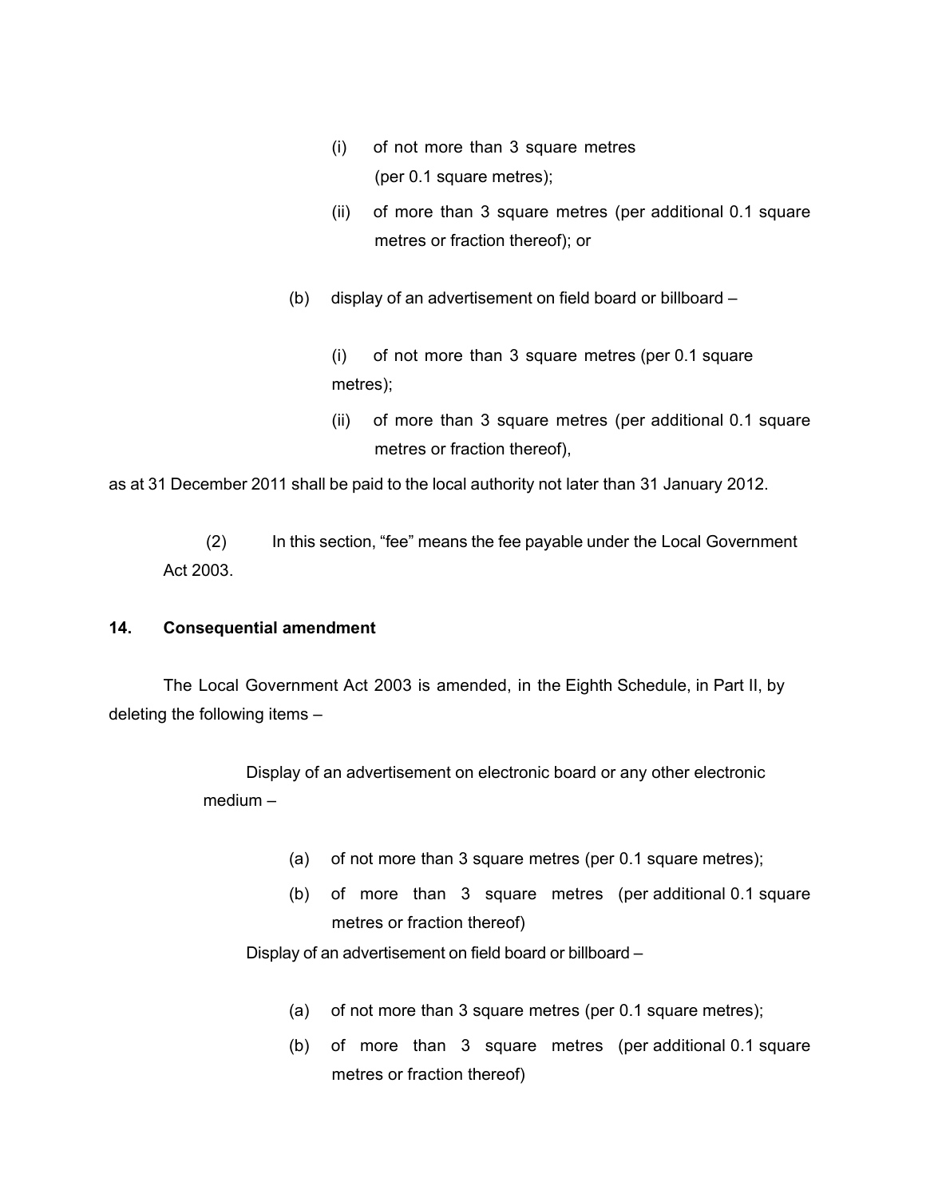(i) of not more than 3 square metres (per 0.1 square metres);

(ii) of more than 3 square metres (per additional 0.1 square metres or fraction thereof); or

(b) display of an advertisement on field board or billboard –

(i) of not more than 3 square metres (per 0.1 square metres);

(ii) of more than 3 square metres (per additional 0.1 square metres or fraction thereof),

as at 31 December 2011 shall be paid to the local authority not later than 31 January 2012.

(2) In this section, “fee” means the fee payable under the Local Government Act 2003.

**14. Consequential amendment**

The Local Government Act 2003 is amended, in the Eighth Schedule, in Part II, by deleting the following items –

Display of an advertisement on electronic board or any other electronic medium –

(a) of not more than 3 square metres (per 0.1 square metres);

(b) of more than 3 square metres (per additional 0.1 square metres or fraction thereof)

Display of an advertisement on field board or billboard –

(a) of not more than 3 square metres (per 0.1 square metres);

(b) of more than 3 square metres (per additional 0.1 square metres or fraction thereof)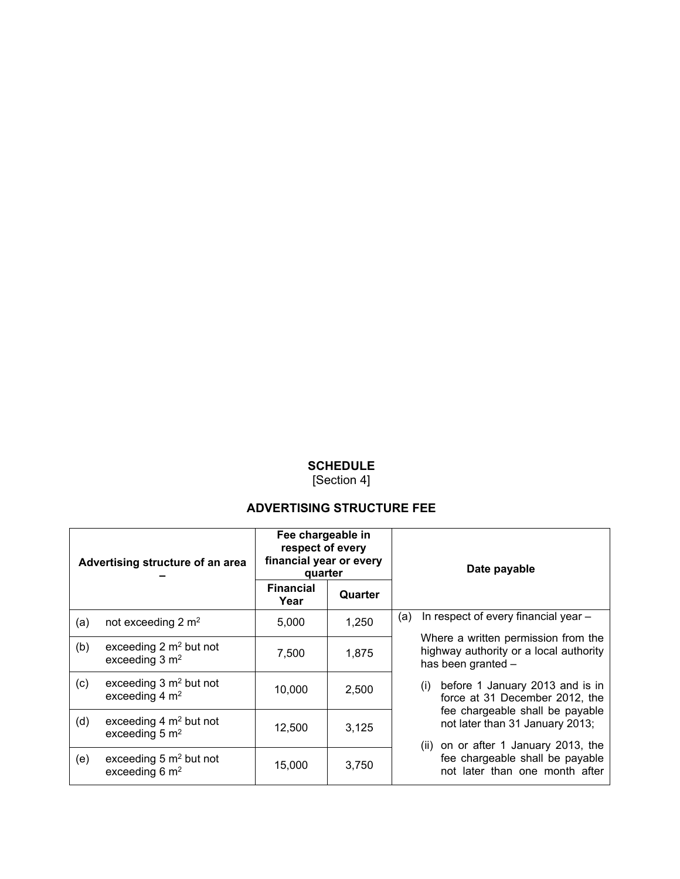## SCHEDULE

[Section 4]

### ADVERTISING STRUCTURE FEE

| Advertising structure of an area – | Fee chargeable in respect of every financial year or every quarter | | Date payable |
|---|---|---|---|
| | Financial Year | Quarter | |
| (a) not exceeding 2 $m^2$ | 5,000 | 1,250 | (a) In respect of every financial year – Where a written permission from the highway authority or a local authority has been granted – (i) before 1 January 2013 and is in force at 31 December 2012, the fee chargeable shall be payable not later than 31 January 2013; (ii) on or after 1 January 2013, the fee chargeable shall be payable not later than one month after |
| (b) exceeding 2 $m^2$ but not exceeding 3 $m^2$ | 7,500 | 1,875 | |
| (c) exceeding 3 $m^2$ but not exceeding 4 $m^2$ | 10,000 | 2,500 | |
| (d) exceeding 4 $m^2$ but not exceeding 5 $m^2$ | 12,500 | 3,125 | |
| (e) exceeding 5 $m^2$ but not exceeding 6 $m^2$ | 15,000 | 3,750 | |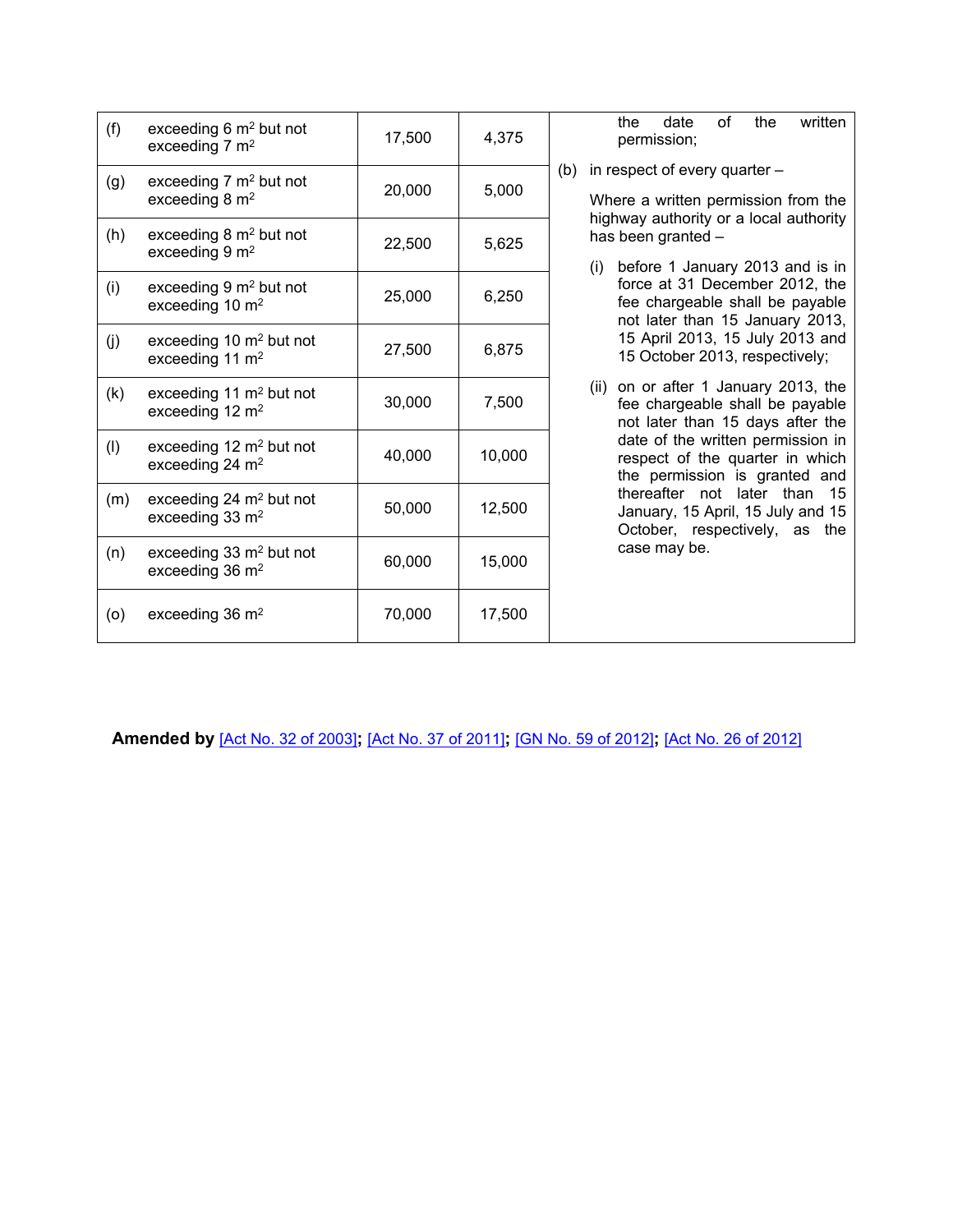| | | | | |
|---|---|---|---|---|
| (f) | exceeding 6 $m^2$ but not exceeding 7 $m^2$ | 17,500 | 4,375 | the date of the written permission;<br><br>(b) in respect of every quarter –<br><br>Where a written permission from the highway authority or a local authority has been granted –<br><br>(i) before 1 January 2013 and is in force at 31 December 2012, the fee chargeable shall be payable not later than 15 January 2013, 15 April 2013, 15 July 2013 and 15 October 2013, respectively;<br><br>(ii) on or after 1 January 2013, the fee chargeable shall be payable not later than 15 days after the date of the written permission in respect of the quarter in which the permission is granted and thereafter not later than 15 January, 15 April, 15 July and 15 October, respectively, as the case may be. |
| (g) | exceeding 7 $m^2$ but not exceeding 8 $m^2$ | 20,000 | 5,000 | |
| (h) | exceeding 8 $m^2$ but not exceeding 9 $m^2$ | 22,500 | 5,625 | |
| (i) | exceeding 9 $m^2$ but not exceeding 10 $m^2$ | 25,000 | 6,250 | |
| (j) | exceeding 10 $m^2$ but not exceeding 11 $m^2$ | 27,500 | 6,875 | |
| (k) | exceeding 11 $m^2$ but not exceeding 12 $m^2$ | 30,000 | 7,500 | |
| (l) | exceeding 12 $m^2$ but not exceeding 24 $m^2$ | 40,000 | 10,000 | |
| (m) | exceeding 24 $m^2$ but not exceeding 33 $m^2$ | 50,000 | 12,500 | |
| (n) | exceeding 33 $m^2$ but not exceeding 36 $m^2$ | 60,000 | 15,000 | |
| (o) | exceeding 36 $m^2$ | 70,000 | 17,500 | |

**Amended by** [Act No. 32 of 2003]; [Act No. 37 of 2011]; [GN No. 59 of 2012]; [Act No. 26 of 2012]